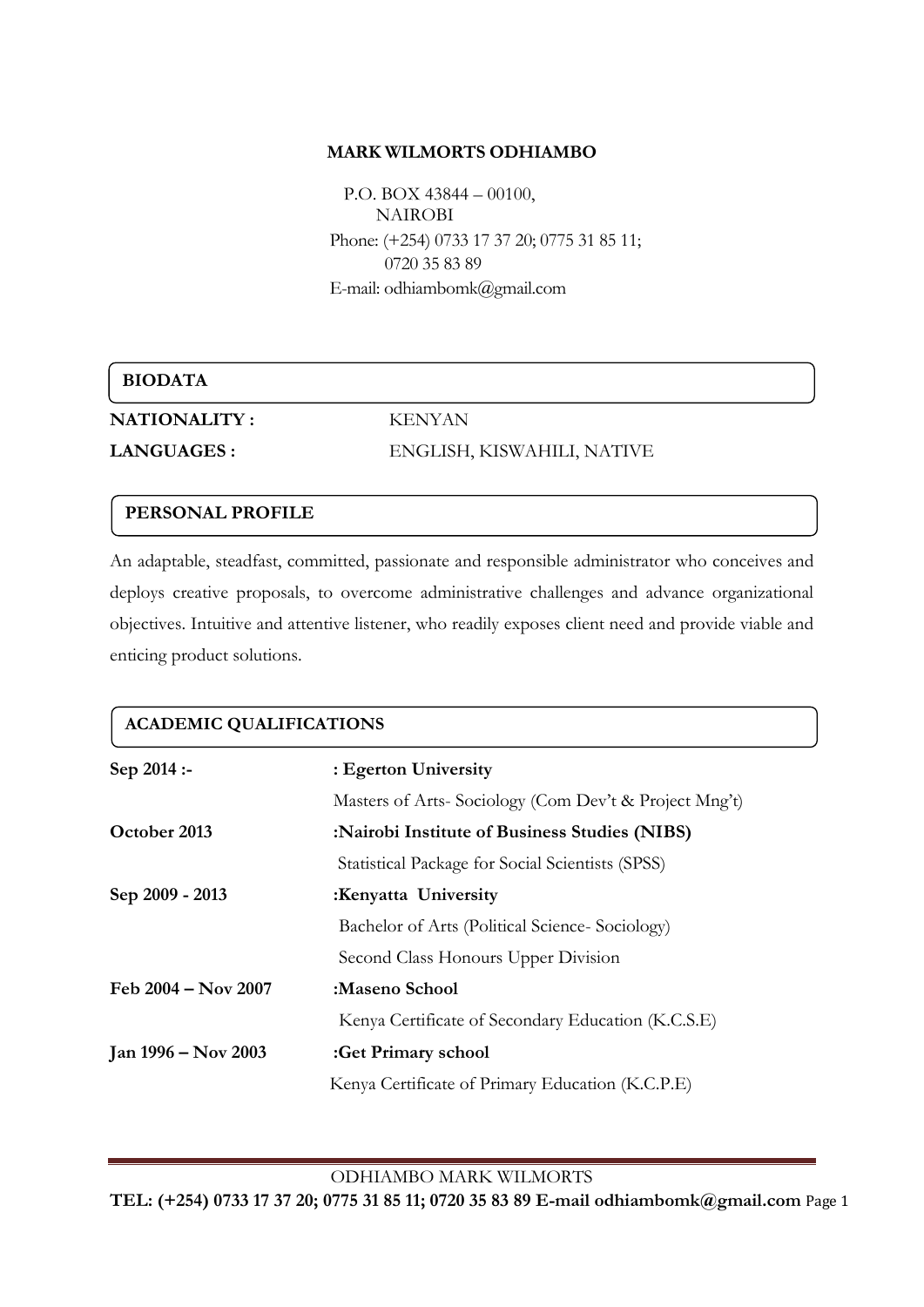# MARK WILMORTS ODHIAMBO

P.O. BOX 43844 – 00100,
NAIROBI
Phone: (+254) 0733 17 37 20; 0775 31 85 11;
0720 35 83 89
E-mail: odhiambomk@gmail.com

## BIODATA

**NATIONALITY :** KENYAN

**LANGUAGES :** ENGLISH, KISWAHILI, NATIVE

## PERSONAL PROFILE

An adaptable, steadfast, committed, passionate and responsible administrator who conceives and deploys creative proposals, to overcome administrative challenges and advance organizational objectives. Intuitive and attentive listener, who readily exposes client need and provide viable and enticing product solutions.

## ACADEMIC QUALIFICATIONS

**Sep 2014 :-** **: Egerton University**
Masters of Arts- Sociology (Com Dev't & Project Mng't)

**October 2013** **:Nairobi Institute of Business Studies (NIBS)**
Statistical Package for Social Scientists (SPSS)

**Sep 2009 - 2013** **:Kenyatta University**
Bachelor of Arts (Political Science- Sociology)
Second Class Honours Upper Division

**Feb 2004 – Nov 2007** **:Maseno School**
Kenya Certificate of Secondary Education (K.C.S.E)

**Jan 1996 – Nov 2003** **:Get Primary school**
Kenya Certificate of Primary Education (K.C.P.E)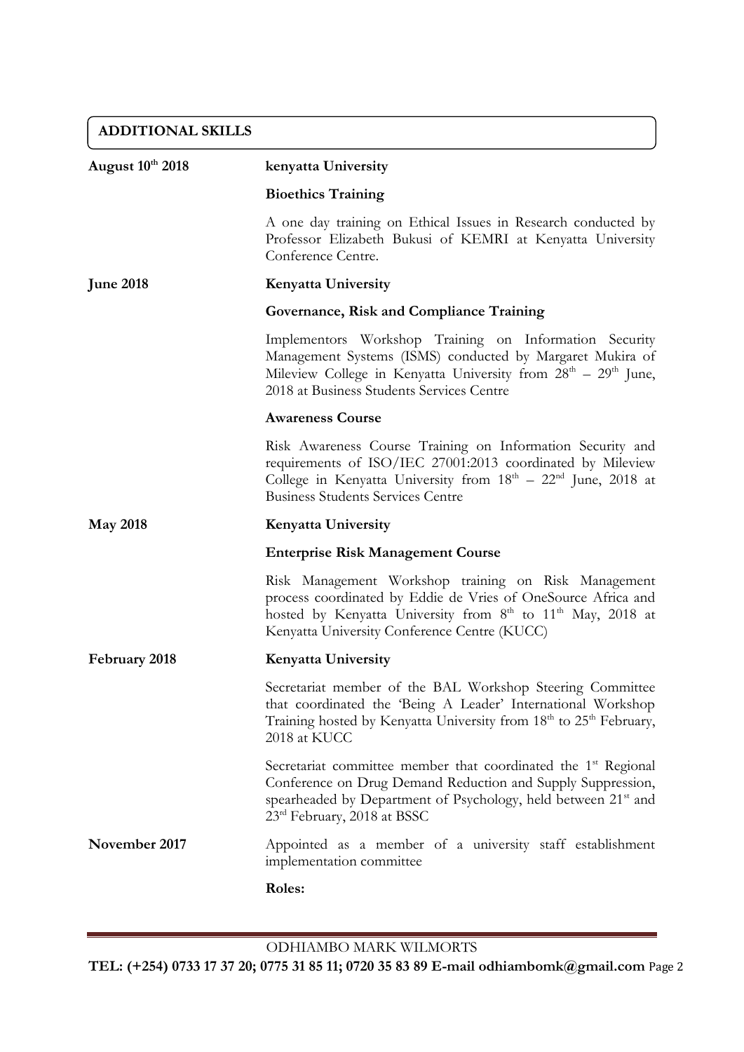## ADDITIONAL SKILLS

**August 10th 2018**

**kenyatta University**

**Bioethics Training**

A one day training on Ethical Issues in Research conducted by Professor Elizabeth Bukusi of KEMRI at Kenyatta University Conference Centre.

**June 2018**

**Kenyatta University**

**Governance, Risk and Compliance Training**

Implementors Workshop Training on Information Security Management Systems (ISMS) conducted by Margaret Mukira of Mileview College in Kenyatta University from 28th – 29th June, 2018 at Business Students Services Centre

**Awareness Course**

Risk Awareness Course Training on Information Security and requirements of ISO/IEC 27001:2013 coordinated by Mileview College in Kenyatta University from 18th – 22nd June, 2018 at Business Students Services Centre

**May 2018**

**Kenyatta University**

**Enterprise Risk Management Course**

Risk Management Workshop training on Risk Management process coordinated by Eddie de Vries of OneSource Africa and hosted by Kenyatta University from 8th to 11th May, 2018 at Kenyatta University Conference Centre (KUCC)

**February 2018**

**Kenyatta University**

Secretariat member of the BAL Workshop Steering Committee that coordinated the 'Being A Leader' International Workshop Training hosted by Kenyatta University from 18th to 25th February, 2018 at KUCC

Secretariat committee member that coordinated the 1st Regional Conference on Drug Demand Reduction and Supply Suppression, spearheaded by Department of Psychology, held between 21st and 23rd February, 2018 at BSSC

**November 2017**

Appointed as a member of a university staff establishment implementation committee

**Roles:**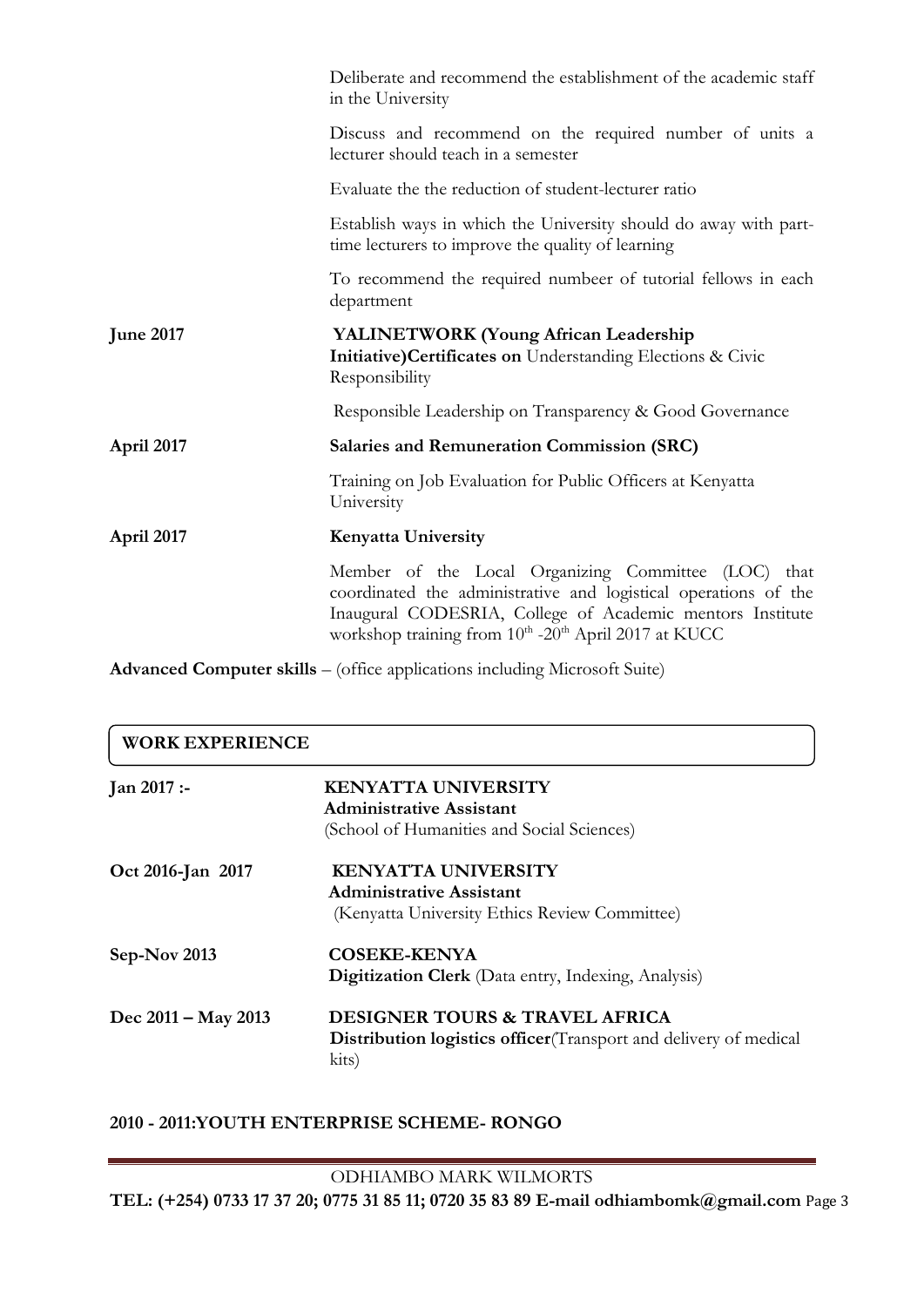| | |
|---|---|
| | Deliberate and recommend the establishment of the academic staff in the University |
| | Discuss and recommend on the required number of units a lecturer should teach in a semester |
| | Evaluate the the reduction of student-lecturer ratio |
| | Establish ways in which the University should do away with part-time lecturers to improve the quality of learning |
| | To recommend the required numbeer of tutorial fellows in each department |
| **June 2017** | **YALINETWORK (Young African Leadership Initiative)Certificates on** Understanding Elections & Civic Responsibility |
| | Responsible Leadership on Transparency & Good Governance |
| **April 2017** | **Salaries and Remuneration Commission (SRC)** |
| | Training on Job Evaluation for Public Officers at Kenyatta University |
| **April 2017** | **Kenyatta University** |
| | Member of the Local Organizing Committee (LOC) that coordinated the administrative and logistical operations of the Inaugural CODESRIA, College of Academic mentors Institute workshop training from 10th -20th April 2017 at KUCC |

**Advanced Computer skills** – (office applications including Microsoft Suite)

## WORK EXPERIENCE

| | |
|---|---|
| **Jan 2017 :-** | **KENYATTA UNIVERSITY**<br>**Administrative Assistant**<br>(School of Humanities and Social Sciences) |
| **Oct 2016-Jan 2017** | **KENYATTA UNIVERSITY**<br>**Administrative Assistant**<br>(Kenyatta University Ethics Review Committee) |
| **Sep-Nov 2013** | **COSEKE-KENYA**<br>**Digitization Clerk** (Data entry, Indexing, Analysis) |
| **Dec 2011 – May 2013** | **DESIGNER TOURS & TRAVEL AFRICA**<br>**Distribution logistics officer**(Transport and delivery of medical kits) |

**2010 - 2011:YOUTH ENTERPRISE SCHEME- RONGO**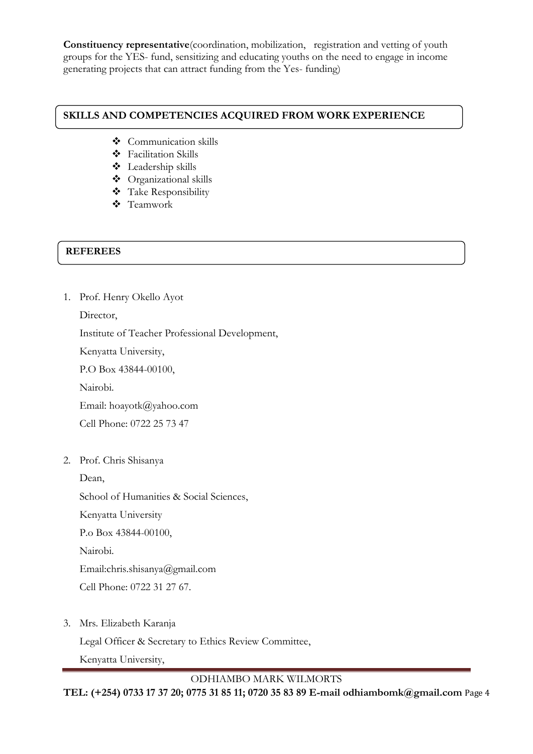**Constituency representative**(coordination, mobilization, registration and vetting of youth groups for the YES- fund, sensitizing and educating youths on the need to engage in income generating projects that can attract funding from the Yes- funding)

## SKILLS AND COMPETENCIES ACQUIRED FROM WORK EXPERIENCE

- Communication skills
- Facilitation Skills
- Leadership skills
- Organizational skills
- Take Responsibility
- Teamwork

## REFEREES

1. Prof. Henry Okello Ayot

   Director,

   Institute of Teacher Professional Development,

   Kenyatta University,

   P.O Box 43844-00100,

   Nairobi.

   Email: hoayotk@yahoo.com

   Cell Phone: 0722 25 73 47

2. Prof. Chris Shisanya

   Dean,

   School of Humanities & Social Sciences,

   Kenyatta University

   P.o Box 43844-00100,

   Nairobi.

   Email:chris.shisanya@gmail.com

   Cell Phone: 0722 31 27 67.

3. Mrs. Elizabeth Karanja

   Legal Officer & Secretary to Ethics Review Committee,

   Kenyatta University,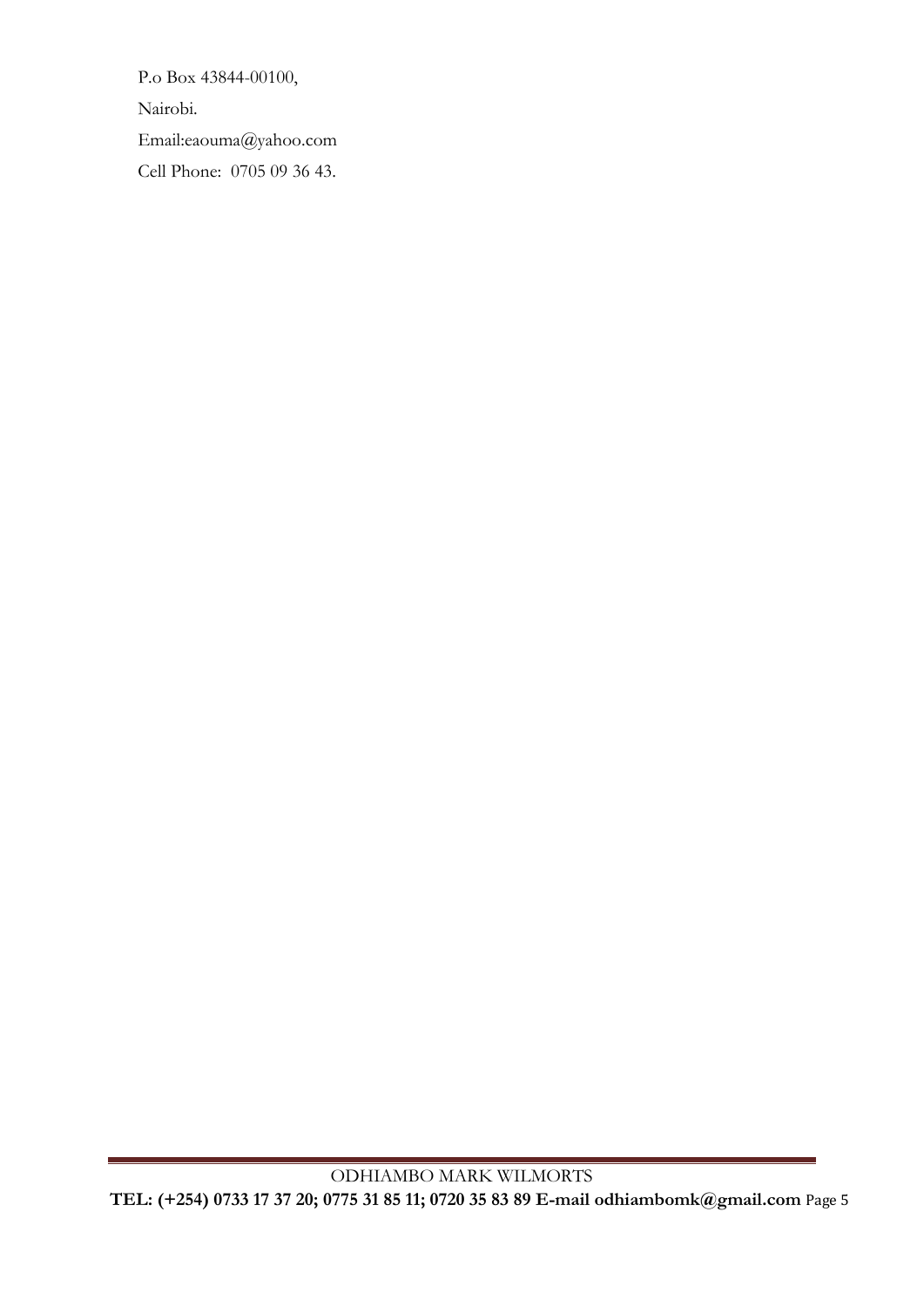P.o Box 43844-00100,

Nairobi.

Email:eaouma@yahoo.com

Cell Phone: 0705 09 36 43.